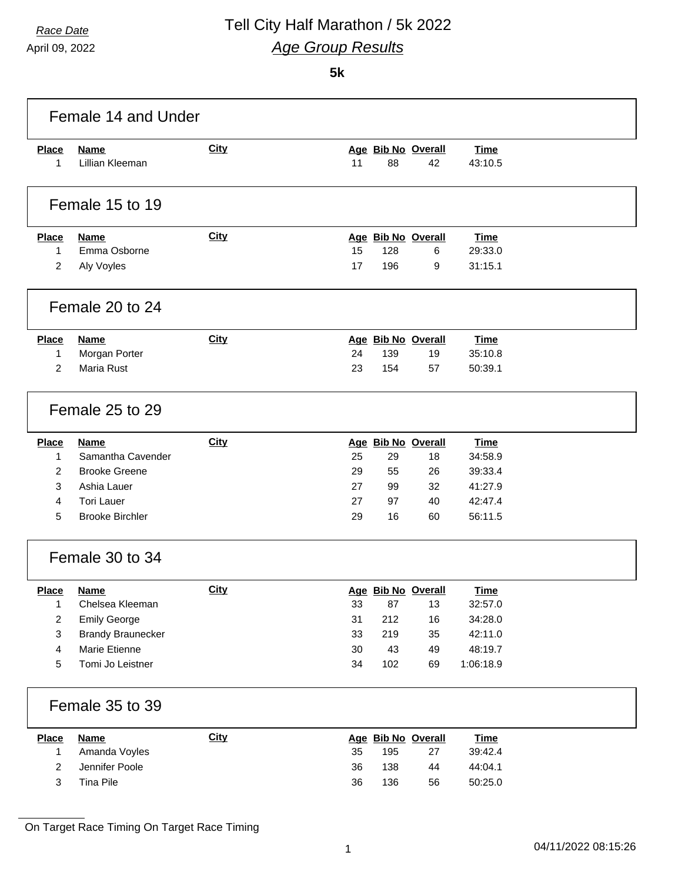*Race Date*
April 09, 2022

# Tell City Half Marathon / 5k 2022

## *Age Group Results*

**5k**

### Female 14 and Under

| Place | Name | City | Age | Bib No | Overall | Time |
|---|---|---|---|---|---|---|
| 1 | Lillian Kleeman | | 11 | 88 | 42 | 43:10.5 |

### Female 15 to 19

| Place | Name | City | Age | Bib No | Overall | Time |
|---|---|---|---|---|---|---|
| 1 | Emma Osborne | | 15 | 128 | 6 | 29:33.0 |
| 2 | Aly Voyles | | 17 | 196 | 9 | 31:15.1 |

### Female 20 to 24

| Place | Name | City | Age | Bib No | Overall | Time |
|---|---|---|---|---|---|---|
| 1 | Morgan Porter | | 24 | 139 | 19 | 35:10.8 |
| 2 | Maria Rust | | 23 | 154 | 57 | 50:39.1 |

### Female 25 to 29

| Place | Name | City | Age | Bib No | Overall | Time |
|---|---|---|---|---|---|---|
| 1 | Samantha Cavender | | 25 | 29 | 18 | 34:58.9 |
| 2 | Brooke Greene | | 29 | 55 | 26 | 39:33.4 |
| 3 | Ashia Lauer | | 27 | 99 | 32 | 41:27.9 |
| 4 | Tori Lauer | | 27 | 97 | 40 | 42:47.4 |
| 5 | Brooke Birchler | | 29 | 16 | 60 | 56:11.5 |

### Female 30 to 34

| Place | Name | City | Age | Bib No | Overall | Time |
|---|---|---|---|---|---|---|
| 1 | Chelsea Kleeman | | 33 | 87 | 13 | 32:57.0 |
| 2 | Emily George | | 31 | 212 | 16 | 34:28.0 |
| 3 | Brandy Braunecker | | 33 | 219 | 35 | 42:11.0 |
| 4 | Marie Etienne | | 30 | 43 | 49 | 48:19.7 |
| 5 | Tomi Jo Leistner | | 34 | 102 | 69 | 1:06:18.9 |

### Female 35 to 39

| Place | Name | City | Age | Bib No | Overall | Time |
|---|---|---|---|---|---|---|
| 1 | Amanda Voyles | | 35 | 195 | 27 | 39:42.4 |
| 2 | Jennifer Poole | | 36 | 138 | 44 | 44:04.1 |
| 3 | Tina Pile | | 36 | 136 | 56 | 50:25.0 |

On Target Race Timing On Target Race Timing

04/11/2022 08:15:26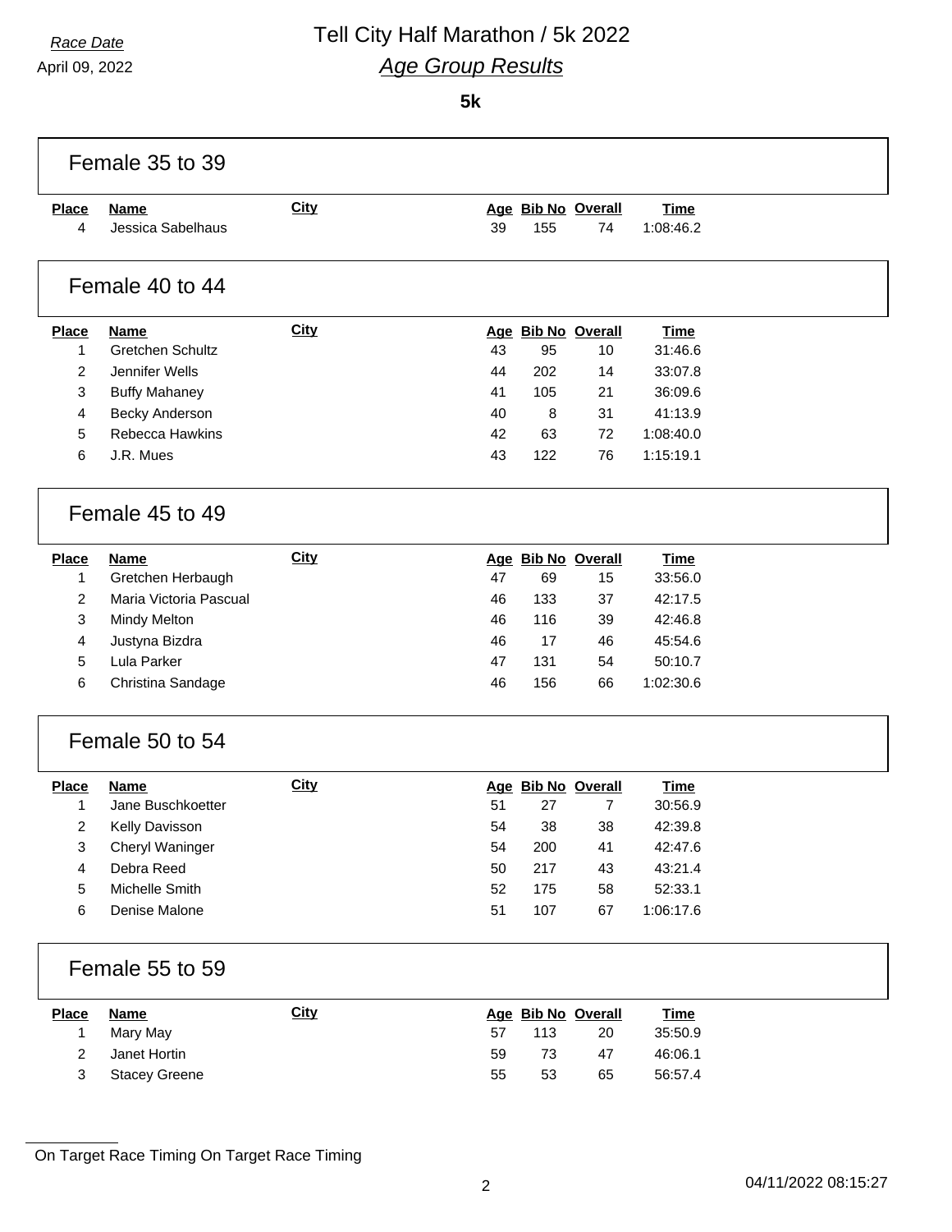Race Date

April 09, 2022

# Tell City Half Marathon / 5k 2022

## *Age Group Results*

**5k**

### Female 35 to 39

| Place | Name | City | Age | Bib No | Overall | Time |
|---|---|---|---|---|---|---|
| 4 | Jessica Sabelhaus | | 39 | 155 | 74 | 1:08:46.2 |

### Female 40 to 44

| Place | Name | City | Age | Bib No | Overall | Time |
|---|---|---|---|---|---|---|
| 1 | Gretchen Schultz | | 43 | 95 | 10 | 31:46.6 |
| 2 | Jennifer Wells | | 44 | 202 | 14 | 33:07.8 |
| 3 | Buffy Mahaney | | 41 | 105 | 21 | 36:09.6 |
| 4 | Becky Anderson | | 40 | 8 | 31 | 41:13.9 |
| 5 | Rebecca Hawkins | | 42 | 63 | 72 | 1:08:40.0 |
| 6 | J.R. Mues | | 43 | 122 | 76 | 1:15:19.1 |

### Female 45 to 49

| Place | Name | City | Age | Bib No | Overall | Time |
|---|---|---|---|---|---|---|
| 1 | Gretchen Herbaugh | | 47 | 69 | 15 | 33:56.0 |
| 2 | Maria Victoria Pascual | | 46 | 133 | 37 | 42:17.5 |
| 3 | Mindy Melton | | 46 | 116 | 39 | 42:46.8 |
| 4 | Justyna Bizdra | | 46 | 17 | 46 | 45:54.6 |
| 5 | Lula Parker | | 47 | 131 | 54 | 50:10.7 |
| 6 | Christina Sandage | | 46 | 156 | 66 | 1:02:30.6 |

### Female 50 to 54

| Place | Name | City | Age | Bib No | Overall | Time |
|---|---|---|---|---|---|---|
| 1 | Jane Buschkoetter | | 51 | 27 | 7 | 30:56.9 |
| 2 | Kelly Davisson | | 54 | 38 | 38 | 42:39.8 |
| 3 | Cheryl Waninger | | 54 | 200 | 41 | 42:47.6 |
| 4 | Debra Reed | | 50 | 217 | 43 | 43:21.4 |
| 5 | Michelle Smith | | 52 | 175 | 58 | 52:33.1 |
| 6 | Denise Malone | | 51 | 107 | 67 | 1:06:17.6 |

### Female 55 to 59

| Place | Name | City | Age | Bib No | Overall | Time |
|---|---|---|---|---|---|---|
| 1 | Mary May | | 57 | 113 | 20 | 35:50.9 |
| 2 | Janet Hortin | | 59 | 73 | 47 | 46:06.1 |
| 3 | Stacey Greene | | 55 | 53 | 65 | 56:57.4 |

On Target Race Timing On Target Race Timing

04/11/2022 08:15:27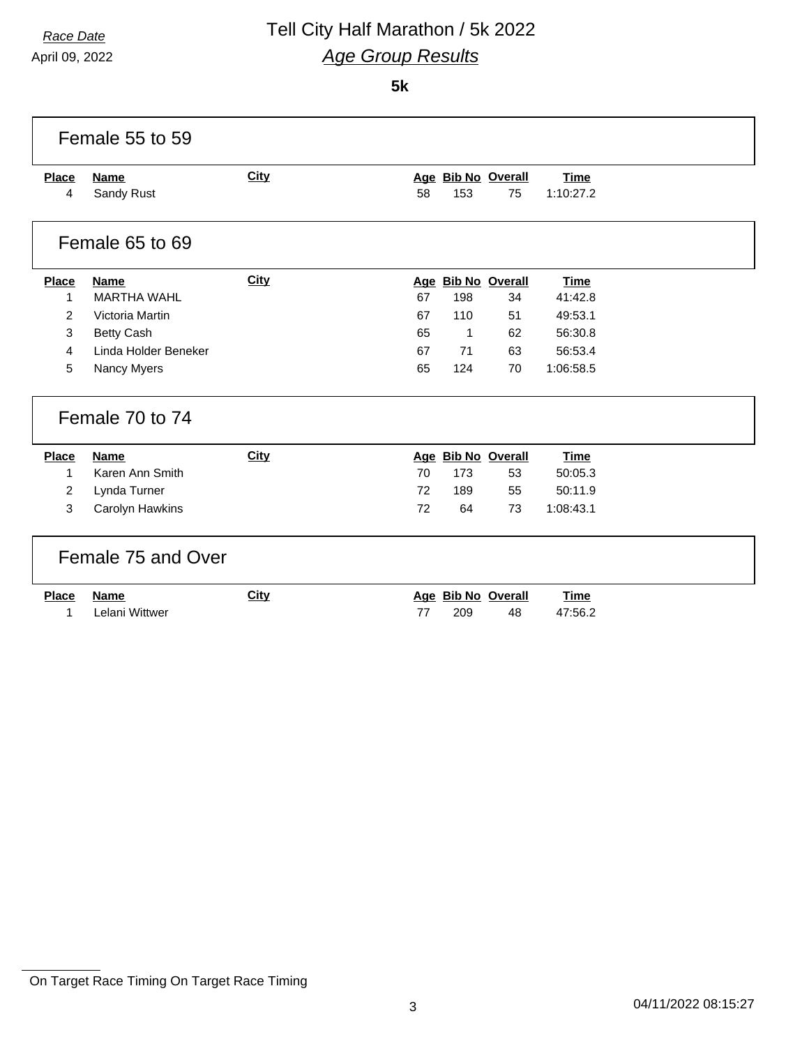*Race Date*

April 09, 2022

# Tell City Half Marathon / 5k 2022

## *Age Group Results*

**5k**

### Female 55 to 59

| Place | Name | City | Age | Bib No | Overall | Time |
|---|---|---|---|---|---|---|
| 4 | Sandy Rust | | 58 | 153 | 75 | 1:10:27.2 |

### Female 65 to 69

| Place | Name | City | Age | Bib No | Overall | Time |
|---|---|---|---|---|---|---|
| 1 | MARTHA WAHL | | 67 | 198 | 34 | 41:42.8 |
| 2 | Victoria Martin | | 67 | 110 | 51 | 49:53.1 |
| 3 | Betty Cash | | 65 | 1 | 62 | 56:30.8 |
| 4 | Linda Holder Beneker | | 67 | 71 | 63 | 56:53.4 |
| 5 | Nancy Myers | | 65 | 124 | 70 | 1:06:58.5 |

### Female 70 to 74

| Place | Name | City | Age | Bib No | Overall | Time |
|---|---|---|---|---|---|---|
| 1 | Karen Ann Smith | | 70 | 173 | 53 | 50:05.3 |
| 2 | Lynda Turner | | 72 | 189 | 55 | 50:11.9 |
| 3 | Carolyn Hawkins | | 72 | 64 | 73 | 1:08:43.1 |

### Female 75 and Over

| Place | Name | City | Age | Bib No | Overall | Time |
|---|---|---|---|---|---|---|
| 1 | Lelani Wittwer | | 77 | 209 | 48 | 47:56.2 |

On Target Race Timing On Target Race Timing

04/11/2022 08:15:27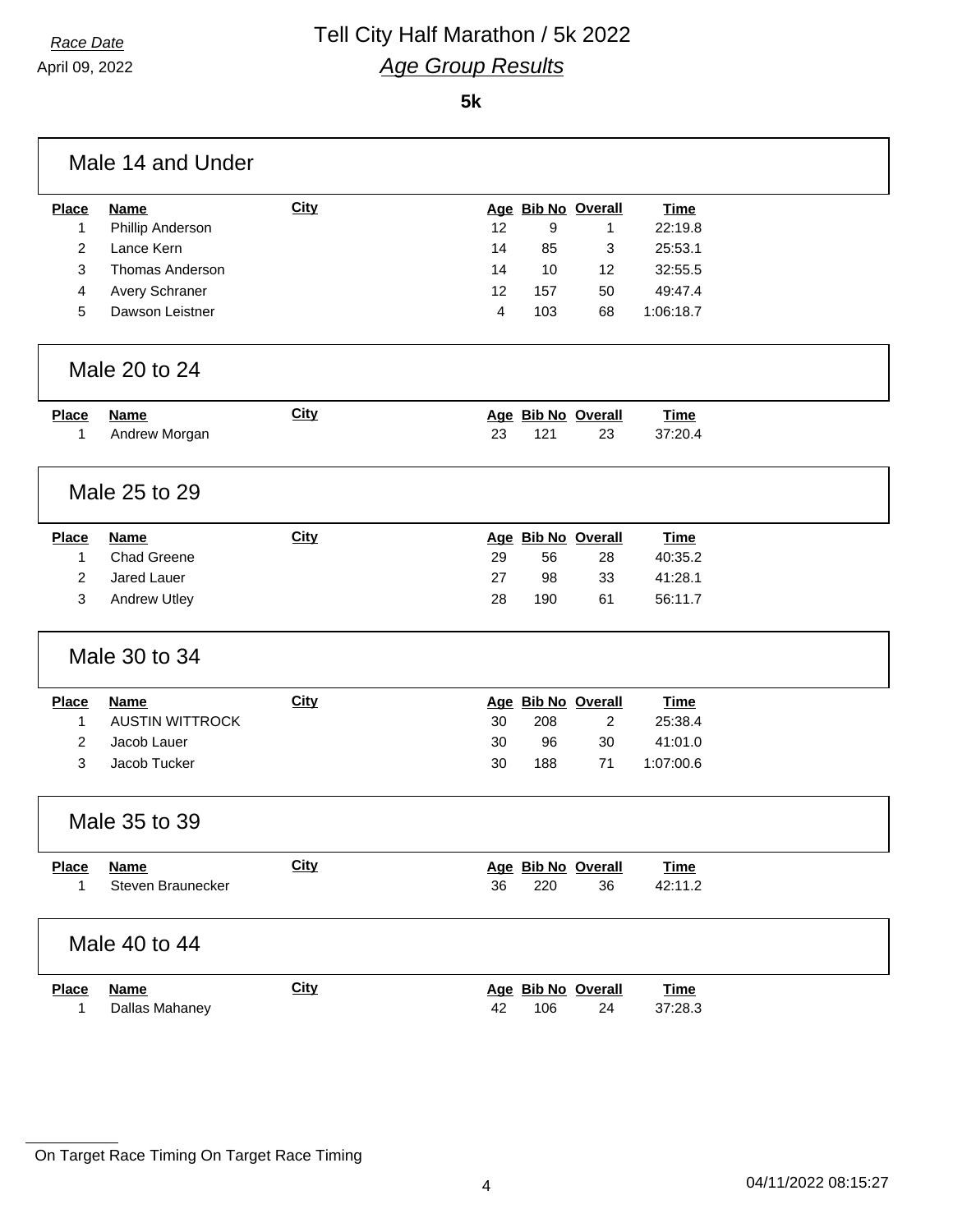*Race Date*
April 09, 2022

# Tell City Half Marathon / 5k 2022

## *Age Group Results*

**5k**

### Male 14 and Under

| Place | Name | City | Age | Bib No | Overall | Time |
|---|---|---|---|---|---|---|
| 1 | Phillip Anderson | | 12 | 9 | 1 | 22:19.8 |
| 2 | Lance Kern | | 14 | 85 | 3 | 25:53.1 |
| 3 | Thomas Anderson | | 14 | 10 | 12 | 32:55.5 |
| 4 | Avery Schraner | | 12 | 157 | 50 | 49:47.4 |
| 5 | Dawson Leistner | | 4 | 103 | 68 | 1:06:18.7 |

### Male 20 to 24

| Place | Name | City | Age | Bib No | Overall | Time |
|---|---|---|---|---|---|---|
| 1 | Andrew Morgan | | 23 | 121 | 23 | 37:20.4 |

### Male 25 to 29

| Place | Name | City | Age | Bib No | Overall | Time |
|---|---|---|---|---|---|---|
| 1 | Chad Greene | | 29 | 56 | 28 | 40:35.2 |
| 2 | Jared Lauer | | 27 | 98 | 33 | 41:28.1 |
| 3 | Andrew Utley | | 28 | 190 | 61 | 56:11.7 |

### Male 30 to 34

| Place | Name | City | Age | Bib No | Overall | Time |
|---|---|---|---|---|---|---|
| 1 | AUSTIN WITTROCK | | 30 | 208 | 2 | 25:38.4 |
| 2 | Jacob Lauer | | 30 | 96 | 30 | 41:01.0 |
| 3 | Jacob Tucker | | 30 | 188 | 71 | 1:07:00.6 |

### Male 35 to 39

| Place | Name | City | Age | Bib No | Overall | Time |
|---|---|---|---|---|---|---|
| 1 | Steven Braunecker | | 36 | 220 | 36 | 42:11.2 |

### Male 40 to 44

| Place | Name | City | Age | Bib No | Overall | Time |
|---|---|---|---|---|---|---|
| 1 | Dallas Mahaney | | 42 | 106 | 24 | 37:28.3 |

On Target Race Timing On Target Race Timing

04/11/2022 08:15:27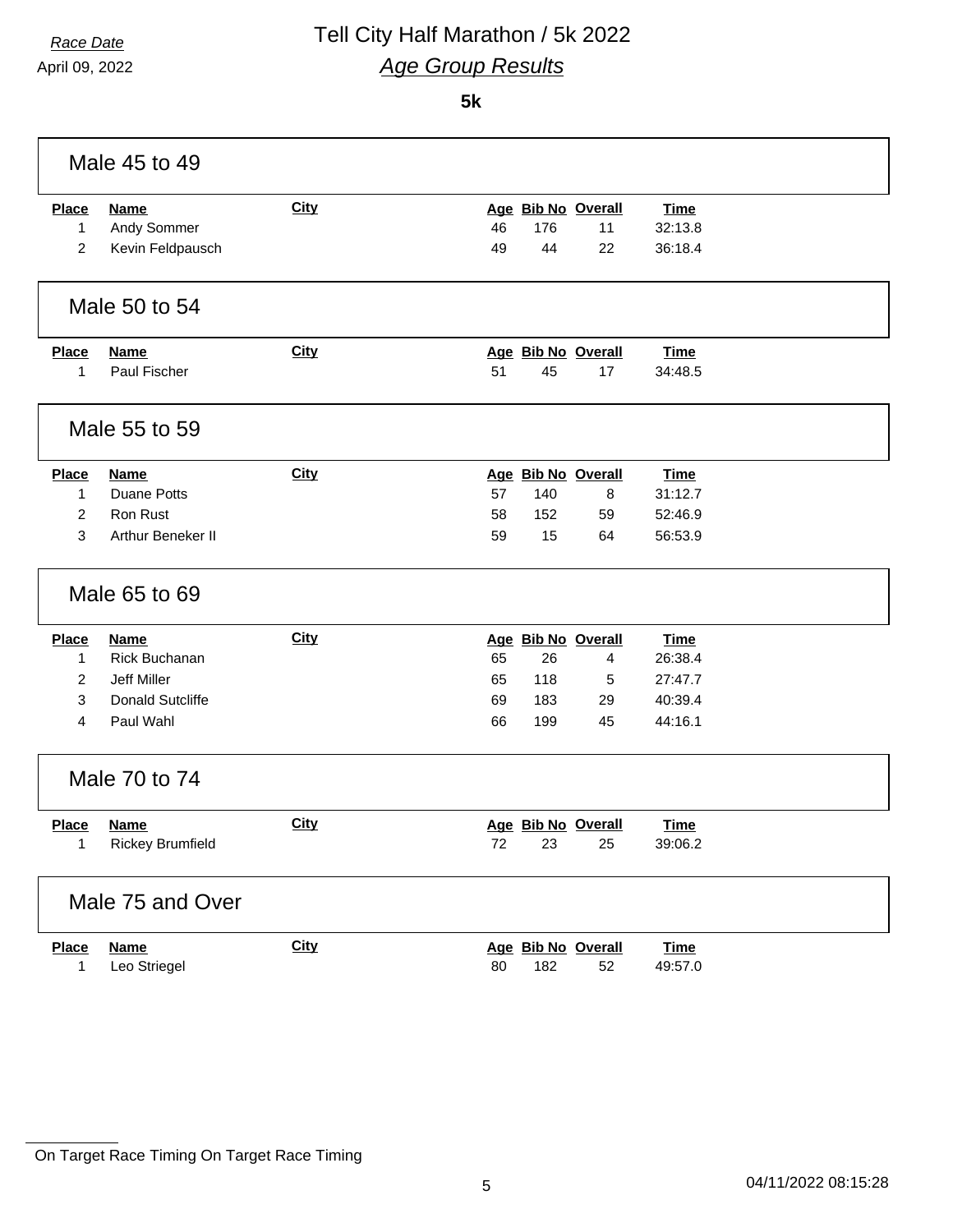Race Date

April 09, 2022

# Tell City Half Marathon / 5k 2022

## *Age Group Results*

**5k**

### Male 45 to 49

| Place | Name | City | Age | Bib No | Overall | Time |
|---|---|---|---|---|---|---|
| 1 | Andy Sommer | | 46 | 176 | 11 | 32:13.8 |
| 2 | Kevin Feldpausch | | 49 | 44 | 22 | 36:18.4 |

### Male 50 to 54

| Place | Name | City | Age | Bib No | Overall | Time |
|---|---|---|---|---|---|---|
| 1 | Paul Fischer | | 51 | 45 | 17 | 34:48.5 |

### Male 55 to 59

| Place | Name | City | Age | Bib No | Overall | Time |
|---|---|---|---|---|---|---|
| 1 | Duane Potts | | 57 | 140 | 8 | 31:12.7 |
| 2 | Ron Rust | | 58 | 152 | 59 | 52:46.9 |
| 3 | Arthur Beneker II | | 59 | 15 | 64 | 56:53.9 |

### Male 65 to 69

| Place | Name | City | Age | Bib No | Overall | Time |
|---|---|---|---|---|---|---|
| 1 | Rick Buchanan | | 65 | 26 | 4 | 26:38.4 |
| 2 | Jeff Miller | | 65 | 118 | 5 | 27:47.7 |
| 3 | Donald Sutcliffe | | 69 | 183 | 29 | 40:39.4 |
| 4 | Paul Wahl | | 66 | 199 | 45 | 44:16.1 |

### Male 70 to 74

| Place | Name | City | Age | Bib No | Overall | Time |
|---|---|---|---|---|---|---|
| 1 | Rickey Brumfield | | 72 | 23 | 25 | 39:06.2 |

### Male 75 and Over

| Place | Name | City | Age | Bib No | Overall | Time |
|---|---|---|---|---|---|---|
| 1 | Leo Striegel | | 80 | 182 | 52 | 49:57.0 |

On Target Race Timing On Target Race Timing

04/11/2022 08:15:28